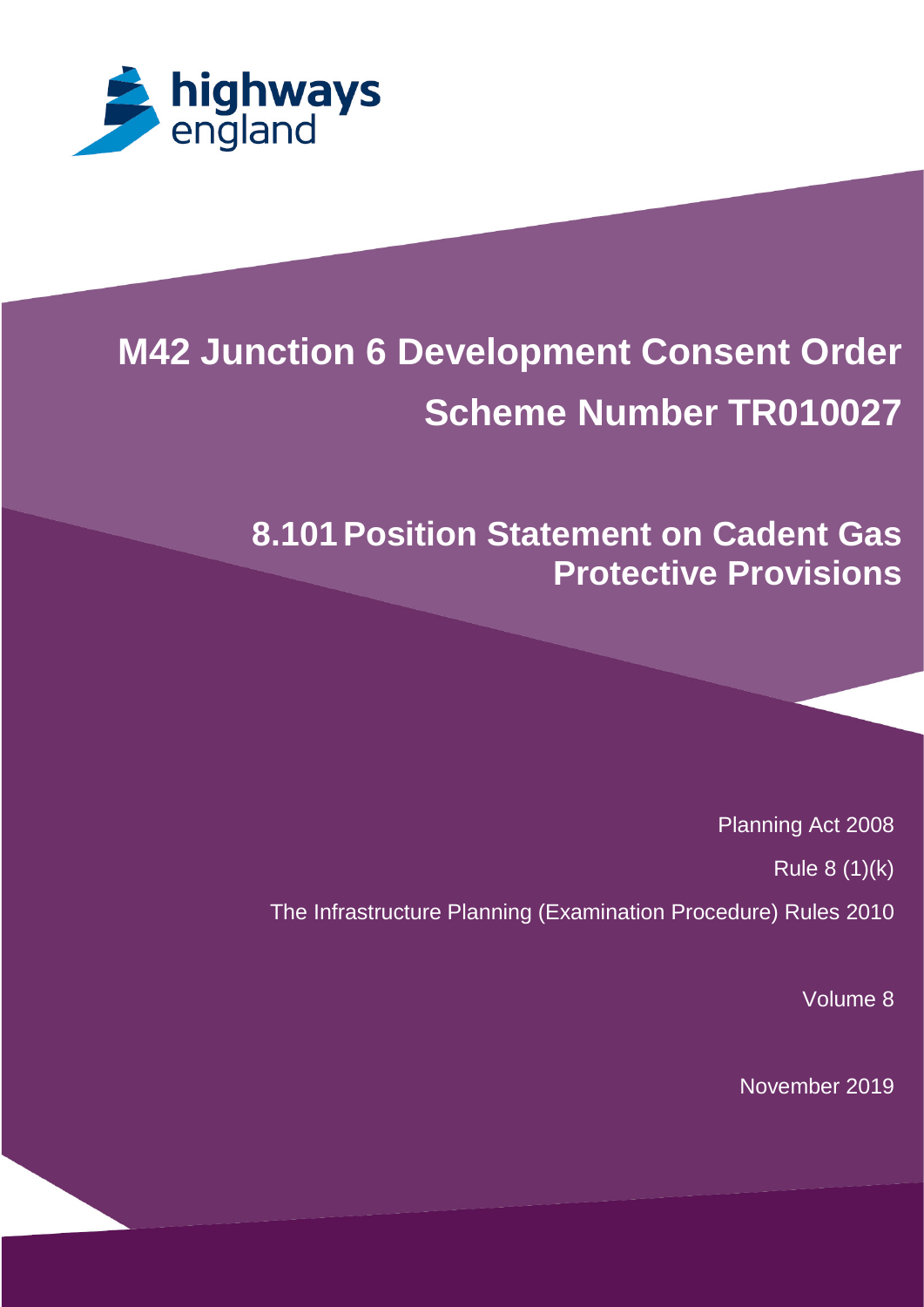highways england

# M42 Junction 6 Development Consent Order

# Scheme Number TR010027

## 8.101 Position Statement on Cadent Gas Protective Provisions

Planning Act 2008

Rule 8 (1)(k)

The Infrastructure Planning (Examination Procedure) Rules 2010

Volume 8

November 2019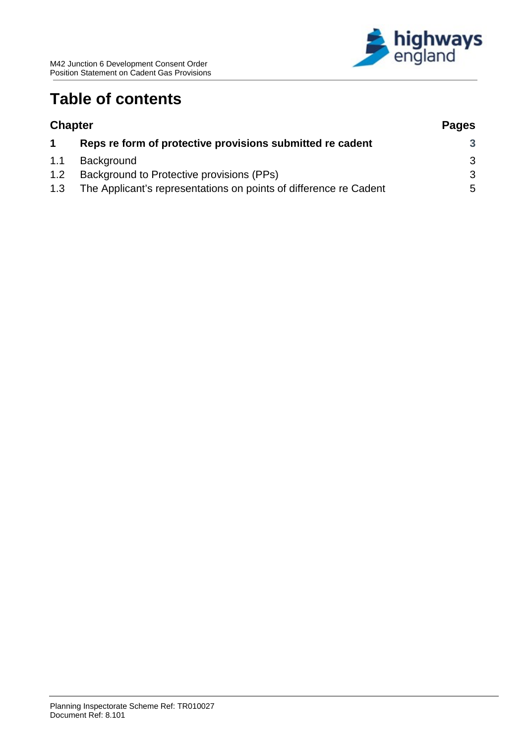# Table of contents

| Chapter | | Pages |
|---|---|---|
| **1** | **Reps re form of protective provisions submitted re cadent** | **3** |
| 1.1 | Background | 3 |
| 1.2 | Background to Protective provisions (PPs) | 3 |
| 1.3 | The Applicant's representations on points of difference re Cadent | 5 |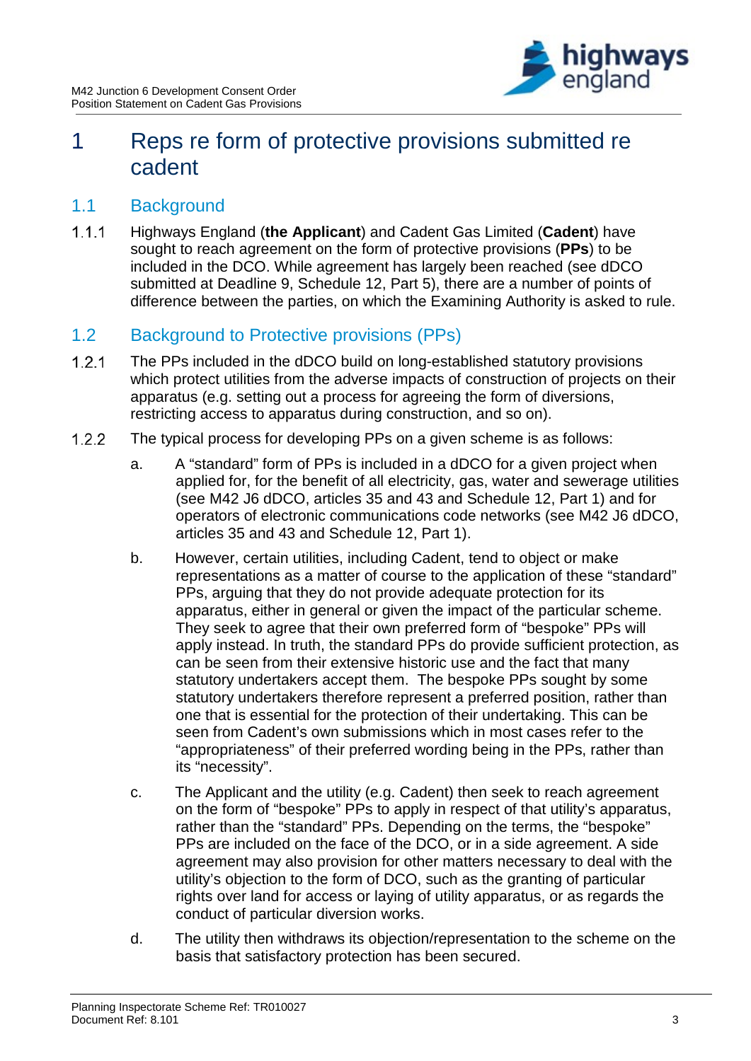# 1 Reps re form of protective provisions submitted re cadent

## 1.1 Background

1.1.1 Highways England (**the Applicant**) and Cadent Gas Limited (**Cadent**) have sought to reach agreement on the form of protective provisions (**PPs**) to be included in the DCO. While agreement has largely been reached (see dDCO submitted at Deadline 9, Schedule 12, Part 5), there are a number of points of difference between the parties, on which the Examining Authority is asked to rule.

## 1.2 Background to Protective provisions (PPs)

1.2.1 The PPs included in the dDCO build on long-established statutory provisions which protect utilities from the adverse impacts of construction of projects on their apparatus (e.g. setting out a process for agreeing the form of diversions, restricting access to apparatus during construction, and so on).

1.2.2 The typical process for developing PPs on a given scheme is as follows:

a. A "standard" form of PPs is included in a dDCO for a given project when applied for, for the benefit of all electricity, gas, water and sewerage utilities (see M42 J6 dDCO, articles 35 and 43 and Schedule 12, Part 1) and for operators of electronic communications code networks (see M42 J6 dDCO, articles 35 and 43 and Schedule 12, Part 1).

b. However, certain utilities, including Cadent, tend to object or make representations as a matter of course to the application of these "standard" PPs, arguing that they do not provide adequate protection for its apparatus, either in general or given the impact of the particular scheme. They seek to agree that their own preferred form of "bespoke" PPs will apply instead. In truth, the standard PPs do provide sufficient protection, as can be seen from their extensive historic use and the fact that many statutory undertakers accept them. The bespoke PPs sought by some statutory undertakers therefore represent a preferred position, rather than one that is essential for the protection of their undertaking. This can be seen from Cadent's own submissions which in most cases refer to the "appropriateness" of their preferred wording being in the PPs, rather than its "necessity".

c. The Applicant and the utility (e.g. Cadent) then seek to reach agreement on the form of "bespoke" PPs to apply in respect of that utility's apparatus, rather than the "standard" PPs. Depending on the terms, the "bespoke" PPs are included on the face of the DCO, or in a side agreement. A side agreement may also provision for other matters necessary to deal with the utility's objection to the form of DCO, such as the granting of particular rights over land for access or laying of utility apparatus, or as regards the conduct of particular diversion works.

d. The utility then withdraws its objection/representation to the scheme on the basis that satisfactory protection has been secured.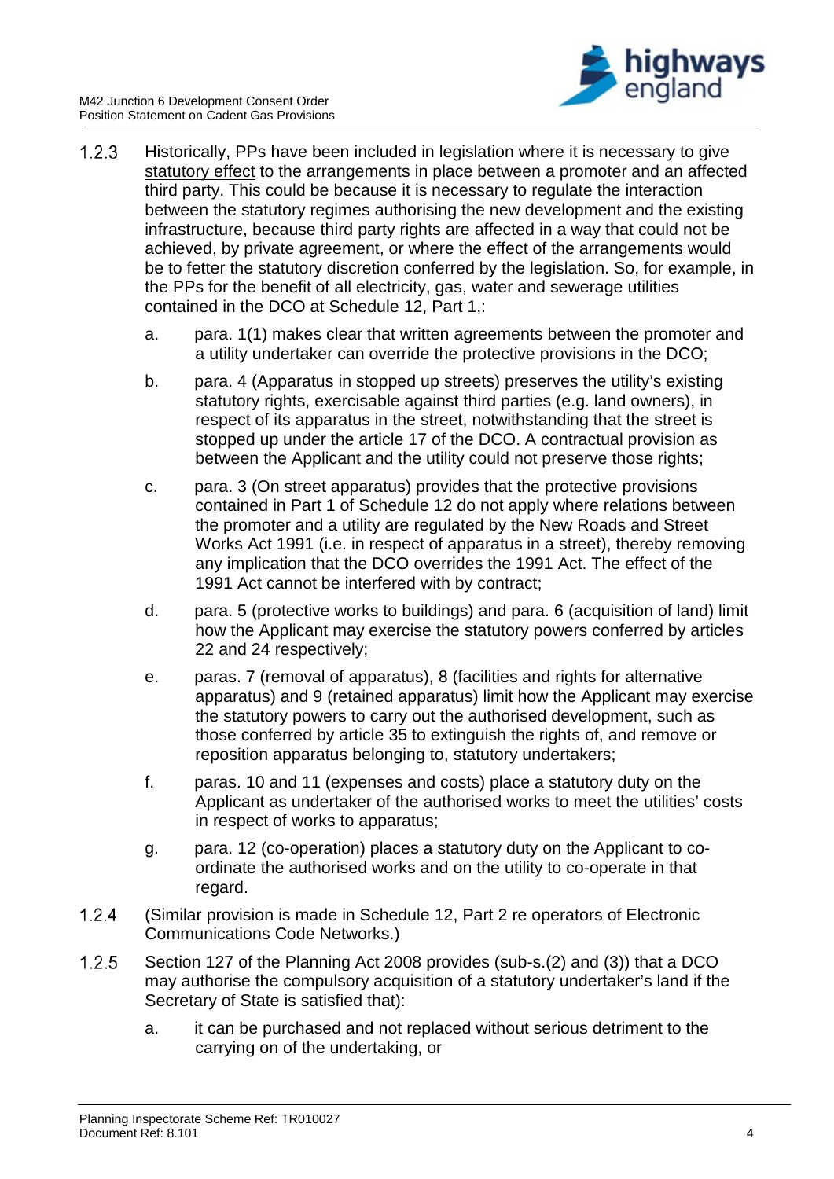1.2.3 Historically, PPs have been included in legislation where it is necessary to give statutory effect to the arrangements in place between a promoter and an affected third party. This could be because it is necessary to regulate the interaction between the statutory regimes authorising the new development and the existing infrastructure, because third party rights are affected in a way that could not be achieved, by private agreement, or where the effect of the arrangements would be to fetter the statutory discretion conferred by the legislation. So, for example, in the PPs for the benefit of all electricity, gas, water and sewerage utilities contained in the DCO at Schedule 12, Part 1,:

a. para. 1(1) makes clear that written agreements between the promoter and a utility undertaker can override the protective provisions in the DCO;

b. para. 4 (Apparatus in stopped up streets) preserves the utility's existing statutory rights, exercisable against third parties (e.g. land owners), in respect of its apparatus in the street, notwithstanding that the street is stopped up under the article 17 of the DCO. A contractual provision as between the Applicant and the utility could not preserve those rights;

c. para. 3 (On street apparatus) provides that the protective provisions contained in Part 1 of Schedule 12 do not apply where relations between the promoter and a utility are regulated by the New Roads and Street Works Act 1991 (i.e. in respect of apparatus in a street), thereby removing any implication that the DCO overrides the 1991 Act. The effect of the 1991 Act cannot be interfered with by contract;

d. para. 5 (protective works to buildings) and para. 6 (acquisition of land) limit how the Applicant may exercise the statutory powers conferred by articles 22 and 24 respectively;

e. paras. 7 (removal of apparatus), 8 (facilities and rights for alternative apparatus) and 9 (retained apparatus) limit how the Applicant may exercise the statutory powers to carry out the authorised development, such as those conferred by article 35 to extinguish the rights of, and remove or reposition apparatus belonging to, statutory undertakers;

f. paras. 10 and 11 (expenses and costs) place a statutory duty on the Applicant as undertaker of the authorised works to meet the utilities' costs in respect of works to apparatus;

g. para. 12 (co-operation) places a statutory duty on the Applicant to co-ordinate the authorised works and on the utility to co-operate in that regard.

1.2.4 (Similar provision is made in Schedule 12, Part 2 re operators of Electronic Communications Code Networks.)

1.2.5 Section 127 of the Planning Act 2008 provides (sub-s.(2) and (3)) that a DCO may authorise the compulsory acquisition of a statutory undertaker's land if the Secretary of State is satisfied that):

a. it can be purchased and not replaced without serious detriment to the carrying on of the undertaking, or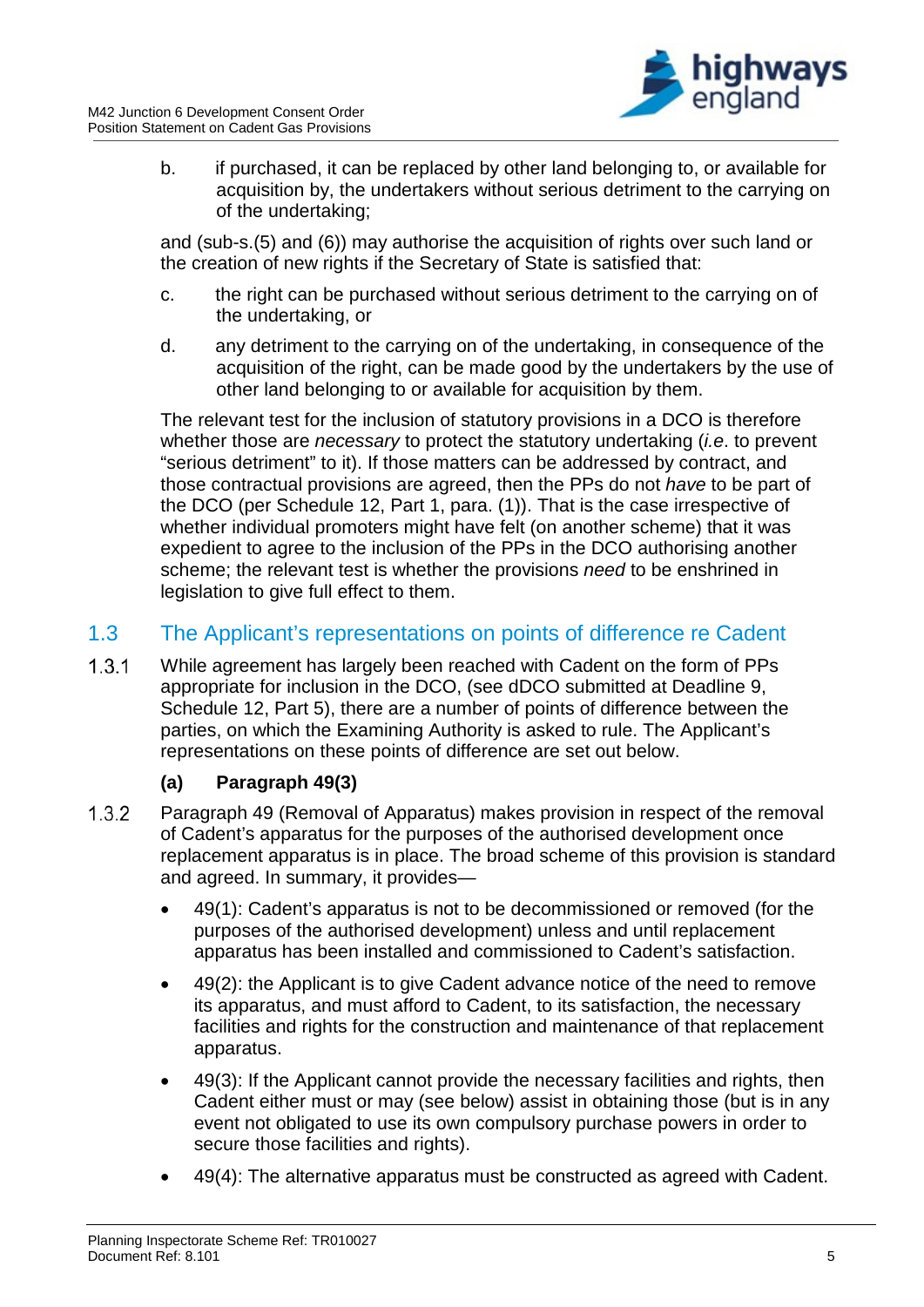b. if purchased, it can be replaced by other land belonging to, or available for acquisition by, the undertakers without serious detriment to the carrying on of the undertaking;

and (sub-s.(5) and (6)) may authorise the acquisition of rights over such land or the creation of new rights if the Secretary of State is satisfied that:

c. the right can be purchased without serious detriment to the carrying on of the undertaking, or

d. any detriment to the carrying on of the undertaking, in consequence of the acquisition of the right, can be made good by the undertakers by the use of other land belonging to or available for acquisition by them.

The relevant test for the inclusion of statutory provisions in a DCO is therefore whether those are *necessary* to protect the statutory undertaking (*i.e*. to prevent "serious detriment" to it). If those matters can be addressed by contract, and those contractual provisions are agreed, then the PPs do not *have* to be part of the DCO (per Schedule 12, Part 1, para. (1)). That is the case irrespective of whether individual promoters might have felt (on another scheme) that it was expedient to agree to the inclusion of the PPs in the DCO authorising another scheme; the relevant test is whether the provisions *need* to be enshrined in legislation to give full effect to them.

## 1.3 The Applicant's representations on points of difference re Cadent

1.3.1 While agreement has largely been reached with Cadent on the form of PPs appropriate for inclusion in the DCO, (see dDCO submitted at Deadline 9, Schedule 12, Part 5), there are a number of points of difference between the parties, on which the Examining Authority is asked to rule. The Applicant's representations on these points of difference are set out below.

**(a) Paragraph 49(3)**

1.3.2 Paragraph 49 (Removal of Apparatus) makes provision in respect of the removal of Cadent's apparatus for the purposes of the authorised development once replacement apparatus is in place. The broad scheme of this provision is standard and agreed. In summary, it provides—

- 49(1): Cadent's apparatus is not to be decommissioned or removed (for the purposes of the authorised development) unless and until replacement apparatus has been installed and commissioned to Cadent's satisfaction.
- 49(2): the Applicant is to give Cadent advance notice of the need to remove its apparatus, and must afford to Cadent, to its satisfaction, the necessary facilities and rights for the construction and maintenance of that replacement apparatus.
- 49(3): If the Applicant cannot provide the necessary facilities and rights, then Cadent either must or may (see below) assist in obtaining those (but is in any event not obligated to use its own compulsory purchase powers in order to secure those facilities and rights).
- 49(4): The alternative apparatus must be constructed as agreed with Cadent.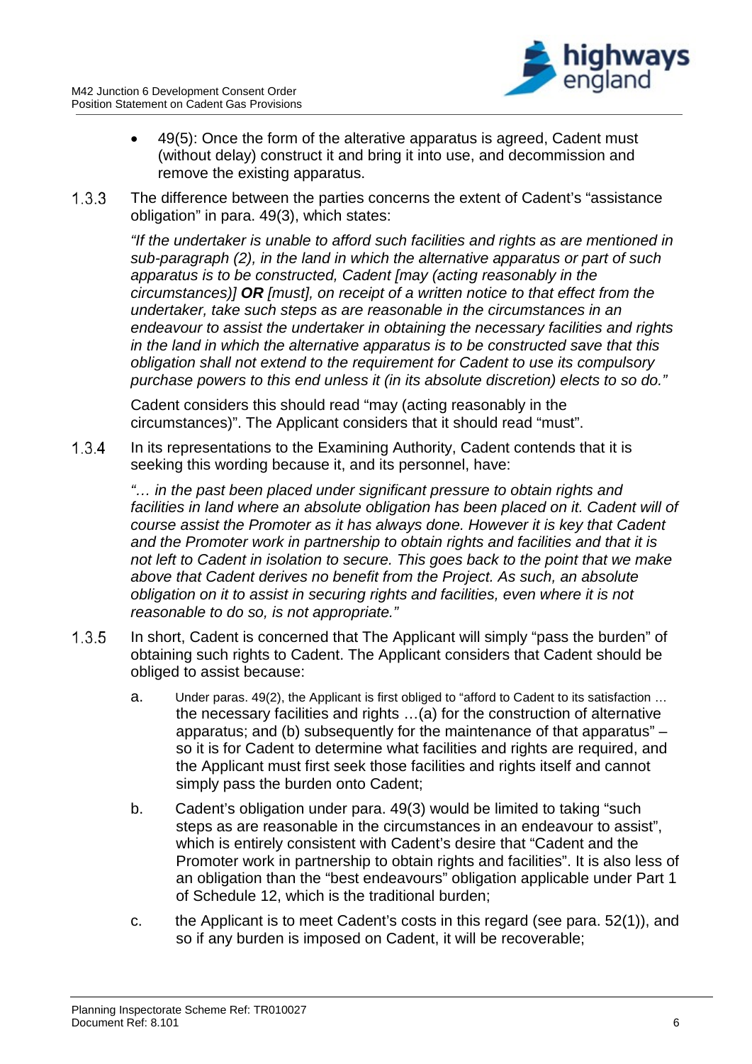- 49(5): Once the form of the alterative apparatus is agreed, Cadent must (without delay) construct it and bring it into use, and decommission and remove the existing apparatus.

1.3.3 The difference between the parties concerns the extent of Cadent's "assistance obligation" in para. 49(3), which states:

*"If the undertaker is unable to afford such facilities and rights as are mentioned in sub-paragraph (2), in the land in which the alternative apparatus or part of such apparatus is to be constructed, Cadent [may (acting reasonably in the circumstances)] **OR** [must], on receipt of a written notice to that effect from the undertaker, take such steps as are reasonable in the circumstances in an endeavour to assist the undertaker in obtaining the necessary facilities and rights in the land in which the alternative apparatus is to be constructed save that this obligation shall not extend to the requirement for Cadent to use its compulsory purchase powers to this end unless it (in its absolute discretion) elects to so do."*

Cadent considers this should read "may (acting reasonably in the circumstances)". The Applicant considers that it should read "must".

1.3.4 In its representations to the Examining Authority, Cadent contends that it is seeking this wording because it, and its personnel, have:

*"… in the past been placed under significant pressure to obtain rights and facilities in land where an absolute obligation has been placed on it. Cadent will of course assist the Promoter as it has always done. However it is key that Cadent and the Promoter work in partnership to obtain rights and facilities and that it is not left to Cadent in isolation to secure. This goes back to the point that we make above that Cadent derives no benefit from the Project. As such, an absolute obligation on it to assist in securing rights and facilities, even where it is not reasonable to do so, is not appropriate."*

1.3.5 In short, Cadent is concerned that The Applicant will simply "pass the burden" of obtaining such rights to Cadent. The Applicant considers that Cadent should be obliged to assist because:

a. Under paras. 49(2), the Applicant is first obliged to "afford to Cadent to its satisfaction … the necessary facilities and rights …(a) for the construction of alternative apparatus; and (b) subsequently for the maintenance of that apparatus" – so it is for Cadent to determine what facilities and rights are required, and the Applicant must first seek those facilities and rights itself and cannot simply pass the burden onto Cadent;

b. Cadent's obligation under para. 49(3) would be limited to taking "such steps as are reasonable in the circumstances in an endeavour to assist", which is entirely consistent with Cadent's desire that "Cadent and the Promoter work in partnership to obtain rights and facilities". It is also less of an obligation than the "best endeavours" obligation applicable under Part 1 of Schedule 12, which is the traditional burden;

c. the Applicant is to meet Cadent's costs in this regard (see para. 52(1)), and so if any burden is imposed on Cadent, it will be recoverable;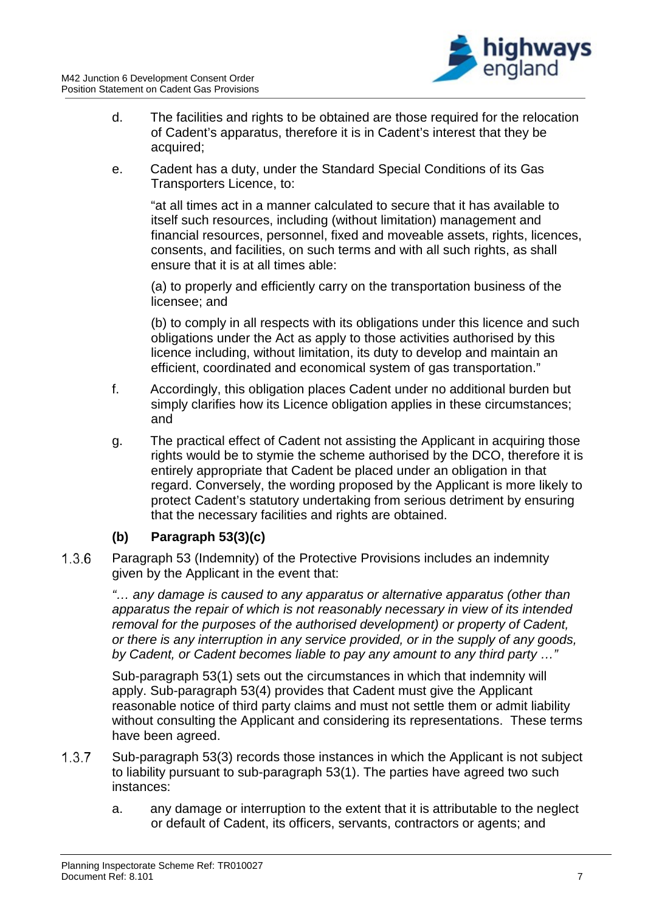d. The facilities and rights to be obtained are those required for the relocation of Cadent's apparatus, therefore it is in Cadent's interest that they be acquired;

e. Cadent has a duty, under the Standard Special Conditions of its Gas Transporters Licence, to:

"at all times act in a manner calculated to secure that it has available to itself such resources, including (without limitation) management and financial resources, personnel, fixed and moveable assets, rights, licences, consents, and facilities, on such terms and with all such rights, as shall ensure that it is at all times able:

(a) to properly and efficiently carry on the transportation business of the licensee; and

(b) to comply in all respects with its obligations under this licence and such obligations under the Act as apply to those activities authorised by this licence including, without limitation, its duty to develop and maintain an efficient, coordinated and economical system of gas transportation."

f. Accordingly, this obligation places Cadent under no additional burden but simply clarifies how its Licence obligation applies in these circumstances; and

g. The practical effect of Cadent not assisting the Applicant in acquiring those rights would be to stymie the scheme authorised by the DCO, therefore it is entirely appropriate that Cadent be placed under an obligation in that regard. Conversely, the wording proposed by the Applicant is more likely to protect Cadent's statutory undertaking from serious detriment by ensuring that the necessary facilities and rights are obtained.

### (b) Paragraph 53(3)(c)

1.3.6 Paragraph 53 (Indemnity) of the Protective Provisions includes an indemnity given by the Applicant in the event that:

*"… any damage is caused to any apparatus or alternative apparatus (other than apparatus the repair of which is not reasonably necessary in view of its intended removal for the purposes of the authorised development) or property of Cadent, or there is any interruption in any service provided, or in the supply of any goods, by Cadent, or Cadent becomes liable to pay any amount to any third party …"*

Sub-paragraph 53(1) sets out the circumstances in which that indemnity will apply. Sub-paragraph 53(4) provides that Cadent must give the Applicant reasonable notice of third party claims and must not settle them or admit liability without consulting the Applicant and considering its representations. These terms have been agreed.

1.3.7 Sub-paragraph 53(3) records those instances in which the Applicant is not subject to liability pursuant to sub-paragraph 53(1). The parties have agreed two such instances:

a. any damage or interruption to the extent that it is attributable to the neglect or default of Cadent, its officers, servants, contractors or agents; and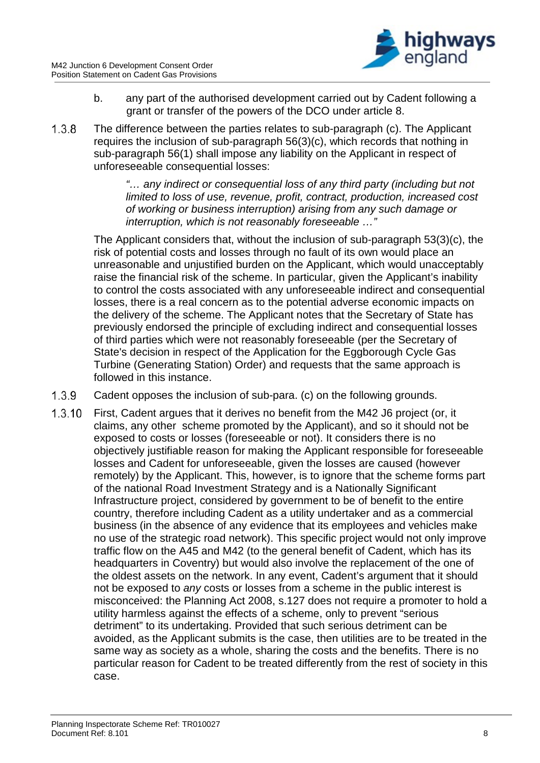b. any part of the authorised development carried out by Cadent following a grant or transfer of the powers of the DCO under article 8.

1.3.8 The difference between the parties relates to sub-paragraph (c). The Applicant requires the inclusion of sub-paragraph 56(3)(c), which records that nothing in sub-paragraph 56(1) shall impose any liability on the Applicant in respect of unforeseeable consequential losses:

> *"… any indirect or consequential loss of any third party (including but not limited to loss of use, revenue, profit, contract, production, increased cost of working or business interruption) arising from any such damage or interruption, which is not reasonably foreseeable …"*

The Applicant considers that, without the inclusion of sub-paragraph 53(3)(c), the risk of potential costs and losses through no fault of its own would place an unreasonable and unjustified burden on the Applicant, which would unacceptably raise the financial risk of the scheme. In particular, given the Applicant's inability to control the costs associated with any unforeseeable indirect and consequential losses, there is a real concern as to the potential adverse economic impacts on the delivery of the scheme. The Applicant notes that the Secretary of State has previously endorsed the principle of excluding indirect and consequential losses of third parties which were not reasonably foreseeable (per the Secretary of State's decision in respect of the Application for the Eggborough Cycle Gas Turbine (Generating Station) Order) and requests that the same approach is followed in this instance.

1.3.9 Cadent opposes the inclusion of sub-para. (c) on the following grounds.

1.3.10 First, Cadent argues that it derives no benefit from the M42 J6 project (or, it claims, any other scheme promoted by the Applicant), and so it should not be exposed to costs or losses (foreseeable or not). It considers there is no objectively justifiable reason for making the Applicant responsible for foreseeable losses and Cadent for unforeseeable, given the losses are caused (however remotely) by the Applicant. This, however, is to ignore that the scheme forms part of the national Road Investment Strategy and is a Nationally Significant Infrastructure project, considered by government to be of benefit to the entire country, therefore including Cadent as a utility undertaker and as a commercial business (in the absence of any evidence that its employees and vehicles make no use of the strategic road network). This specific project would not only improve traffic flow on the A45 and M42 (to the general benefit of Cadent, which has its headquarters in Coventry) but would also involve the replacement of the one of the oldest assets on the network. In any event, Cadent's argument that it should not be exposed to *any* costs or losses from a scheme in the public interest is misconceived: the Planning Act 2008, s.127 does not require a promoter to hold a utility harmless against the effects of a scheme, only to prevent "serious detriment" to its undertaking. Provided that such serious detriment can be avoided, as the Applicant submits is the case, then utilities are to be treated in the same way as society as a whole, sharing the costs and the benefits. There is no particular reason for Cadent to be treated differently from the rest of society in this case.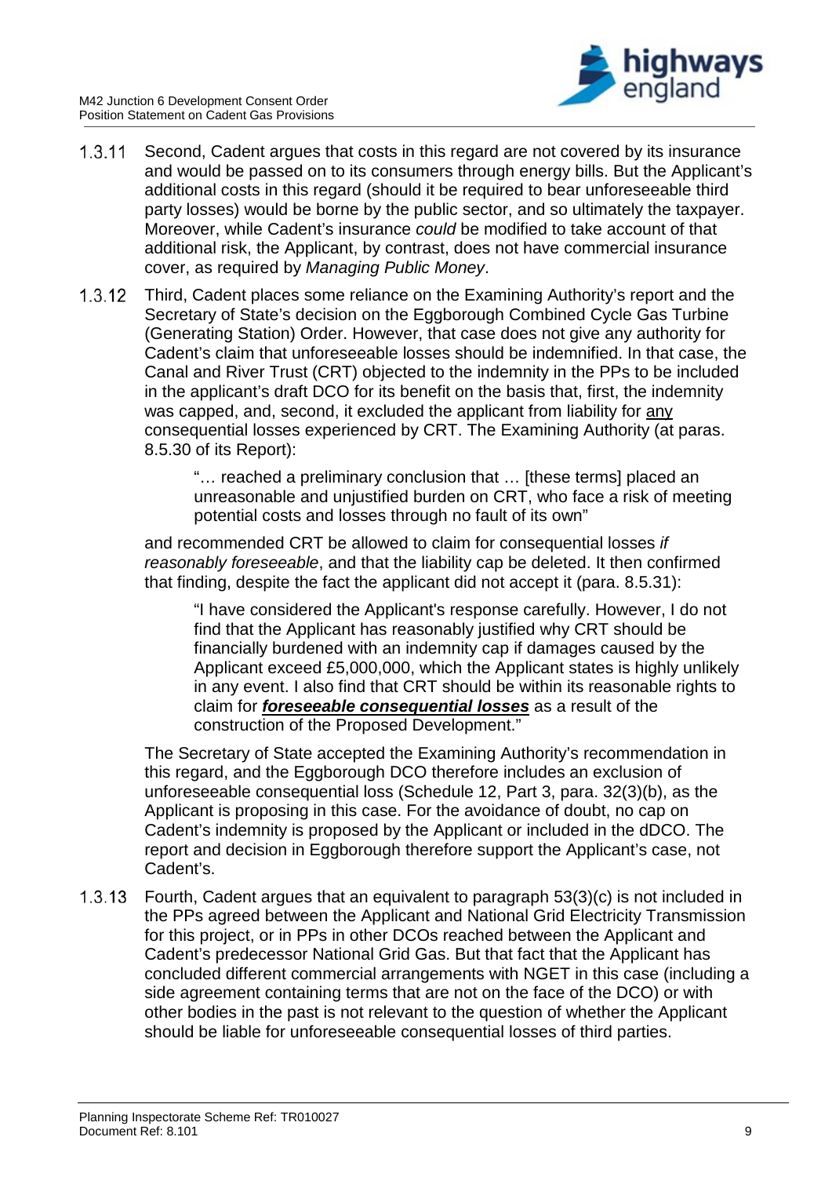1.3.11 Second, Cadent argues that costs in this regard are not covered by its insurance and would be passed on to its consumers through energy bills. But the Applicant's additional costs in this regard (should it be required to bear unforeseeable third party losses) would be borne by the public sector, and so ultimately the taxpayer. Moreover, while Cadent's insurance *could* be modified to take account of that additional risk, the Applicant, by contrast, does not have commercial insurance cover, as required by *Managing Public Money*.

1.3.12 Third, Cadent places some reliance on the Examining Authority's report and the Secretary of State's decision on the Eggborough Combined Cycle Gas Turbine (Generating Station) Order. However, that case does not give any authority for Cadent's claim that unforeseeable losses should be indemnified. In that case, the Canal and River Trust (CRT) objected to the indemnity in the PPs to be included in the applicant's draft DCO for its benefit on the basis that, first, the indemnity was capped, and, second, it excluded the applicant from liability for <u>any</u> consequential losses experienced by CRT. The Examining Authority (at paras. 8.5.30 of its Report):

> "… reached a preliminary conclusion that … [these terms] placed an unreasonable and unjustified burden on CRT, who face a risk of meeting potential costs and losses through no fault of its own"

and recommended CRT be allowed to claim for consequential losses *if reasonably foreseeable*, and that the liability cap be deleted. It then confirmed that finding, despite the fact the applicant did not accept it (para. 8.5.31):

> "I have considered the Applicant's response carefully. However, I do not find that the Applicant has reasonably justified why CRT should be financially burdened with an indemnity cap if damages caused by the Applicant exceed £5,000,000, which the Applicant states is highly unlikely in any event. I also find that CRT should be within its reasonable rights to claim for <u>***foreseeable consequential losses***</u> as a result of the construction of the Proposed Development."

The Secretary of State accepted the Examining Authority's recommendation in this regard, and the Eggborough DCO therefore includes an exclusion of unforeseeable consequential loss (Schedule 12, Part 3, para. 32(3)(b), as the Applicant is proposing in this case. For the avoidance of doubt, no cap on Cadent's indemnity is proposed by the Applicant or included in the dDCO. The report and decision in Eggborough therefore support the Applicant's case, not Cadent's.

1.3.13 Fourth, Cadent argues that an equivalent to paragraph 53(3)(c) is not included in the PPs agreed between the Applicant and National Grid Electricity Transmission for this project, or in PPs in other DCOs reached between the Applicant and Cadent's predecessor National Grid Gas. But that fact that the Applicant has concluded different commercial arrangements with NGET in this case (including a side agreement containing terms that are not on the face of the DCO) or with other bodies in the past is not relevant to the question of whether the Applicant should be liable for unforeseeable consequential losses of third parties.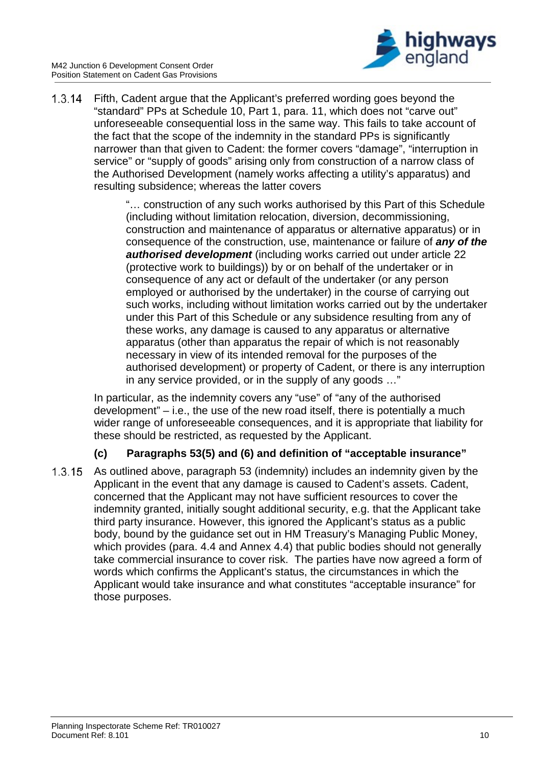1.3.14 Fifth, Cadent argue that the Applicant's preferred wording goes beyond the "standard" PPs at Schedule 10, Part 1, para. 11, which does not "carve out" unforeseeable consequential loss in the same way. This fails to take account of the fact that the scope of the indemnity in the standard PPs is significantly narrower than that given to Cadent: the former covers "damage", "interruption in service" or "supply of goods" arising only from construction of a narrow class of the Authorised Development (namely works affecting a utility's apparatus) and resulting subsidence; whereas the latter covers

> "… construction of any such works authorised by this Part of this Schedule (including without limitation relocation, diversion, decommissioning, construction and maintenance of apparatus or alternative apparatus) or in consequence of the construction, use, maintenance or failure of ***any of the authorised development*** (including works carried out under article 22 (protective work to buildings)) by or on behalf of the undertaker or in consequence of any act or default of the undertaker (or any person employed or authorised by the undertaker) in the course of carrying out such works, including without limitation works carried out by the undertaker under this Part of this Schedule or any subsidence resulting from any of these works, any damage is caused to any apparatus or alternative apparatus (other than apparatus the repair of which is not reasonably necessary in view of its intended removal for the purposes of the authorised development) or property of Cadent, or there is any interruption in any service provided, or in the supply of any goods …"

In particular, as the indemnity covers any "use" of "any of the authorised development" – i.e., the use of the new road itself, there is potentially a much wider range of unforeseeable consequences, and it is appropriate that liability for these should be restricted, as requested by the Applicant.

### (c) Paragraphs 53(5) and (6) and definition of "acceptable insurance"

1.3.15 As outlined above, paragraph 53 (indemnity) includes an indemnity given by the Applicant in the event that any damage is caused to Cadent's assets. Cadent, concerned that the Applicant may not have sufficient resources to cover the indemnity granted, initially sought additional security, e.g. that the Applicant take third party insurance. However, this ignored the Applicant's status as a public body, bound by the guidance set out in HM Treasury's Managing Public Money, which provides (para. 4.4 and Annex 4.4) that public bodies should not generally take commercial insurance to cover risk. The parties have now agreed a form of words which confirms the Applicant's status, the circumstances in which the Applicant would take insurance and what constitutes "acceptable insurance" for those purposes.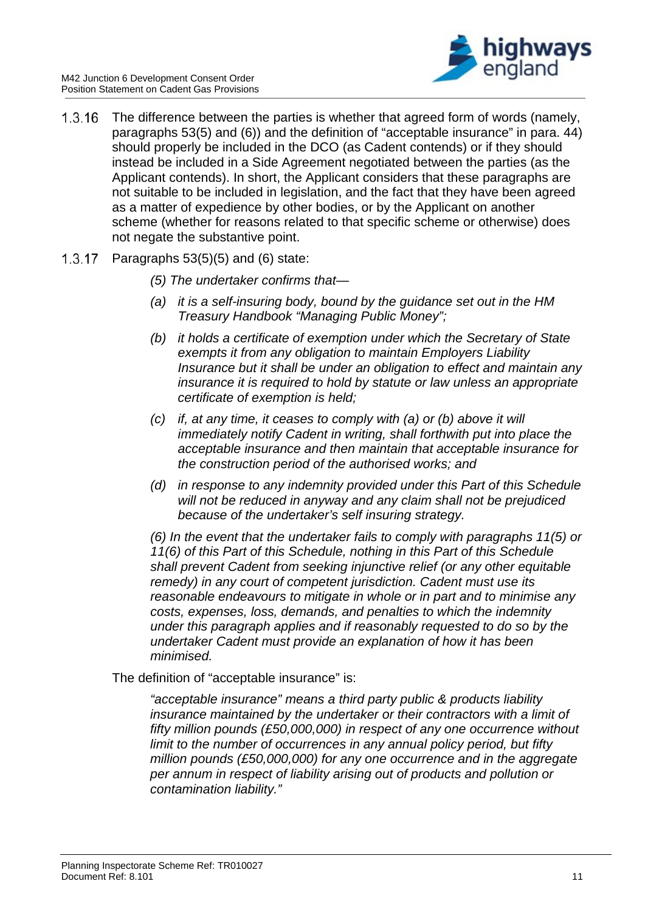1.3.16 The difference between the parties is whether that agreed form of words (namely, paragraphs 53(5) and (6)) and the definition of "acceptable insurance" in para. 44) should properly be included in the DCO (as Cadent contends) or if they should instead be included in a Side Agreement negotiated between the parties (as the Applicant contends). In short, the Applicant considers that these paragraphs are not suitable to be included in legislation, and the fact that they have been agreed as a matter of expedience by other bodies, or by the Applicant on another scheme (whether for reasons related to that specific scheme or otherwise) does not negate the substantive point.

1.3.17 Paragraphs 53(5)(5) and (6) state:

> *(5) The undertaker confirms that—*
>
> *(a) it is a self-insuring body, bound by the guidance set out in the HM Treasury Handbook "Managing Public Money";*
>
> *(b) it holds a certificate of exemption under which the Secretary of State exempts it from any obligation to maintain Employers Liability Insurance but it shall be under an obligation to effect and maintain any insurance it is required to hold by statute or law unless an appropriate certificate of exemption is held;*
>
> *(c) if, at any time, it ceases to comply with (a) or (b) above it will immediately notify Cadent in writing, shall forthwith put into place the acceptable insurance and then maintain that acceptable insurance for the construction period of the authorised works; and*
>
> *(d) in response to any indemnity provided under this Part of this Schedule will not be reduced in anyway and any claim shall not be prejudiced because of the undertaker's self insuring strategy.*
>
> *(6) In the event that the undertaker fails to comply with paragraphs 11(5) or 11(6) of this Part of this Schedule, nothing in this Part of this Schedule shall prevent Cadent from seeking injunctive relief (or any other equitable remedy) in any court of competent jurisdiction. Cadent must use its reasonable endeavours to mitigate in whole or in part and to minimise any costs, expenses, loss, demands, and penalties to which the indemnity under this paragraph applies and if reasonably requested to do so by the undertaker Cadent must provide an explanation of how it has been minimised.*

The definition of "acceptable insurance" is:

> *"acceptable insurance" means a third party public & products liability insurance maintained by the undertaker or their contractors with a limit of fifty million pounds (£50,000,000) in respect of any one occurrence without limit to the number of occurrences in any annual policy period, but fifty million pounds (£50,000,000) for any one occurrence and in the aggregate per annum in respect of liability arising out of products and pollution or contamination liability."*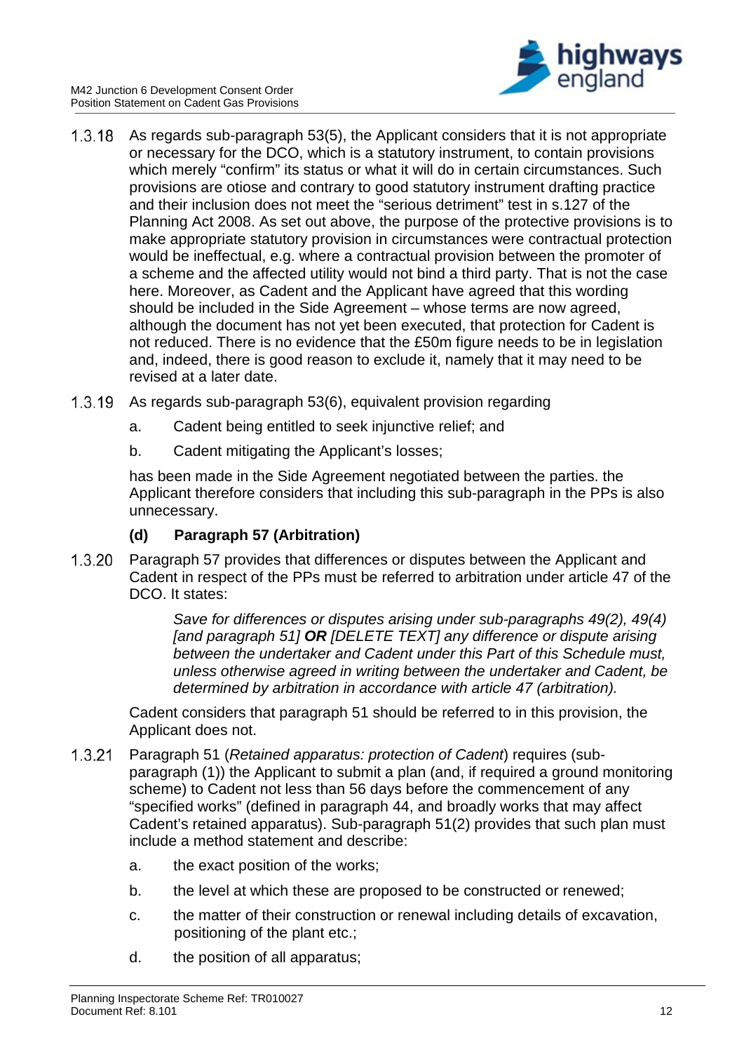1.3.18 As regards sub-paragraph 53(5), the Applicant considers that it is not appropriate or necessary for the DCO, which is a statutory instrument, to contain provisions which merely "confirm" its status or what it will do in certain circumstances. Such provisions are otiose and contrary to good statutory instrument drafting practice and their inclusion does not meet the "serious detriment" test in s.127 of the Planning Act 2008. As set out above, the purpose of the protective provisions is to make appropriate statutory provision in circumstances were contractual protection would be ineffectual, e.g. where a contractual provision between the promoter of a scheme and the affected utility would not bind a third party. That is not the case here. Moreover, as Cadent and the Applicant have agreed that this wording should be included in the Side Agreement – whose terms are now agreed, although the document has not yet been executed, that protection for Cadent is not reduced. There is no evidence that the £50m figure needs to be in legislation and, indeed, there is good reason to exclude it, namely that it may need to be revised at a later date.

1.3.19 As regards sub-paragraph 53(6), equivalent provision regarding

a. Cadent being entitled to seek injunctive relief; and

b. Cadent mitigating the Applicant's losses;

has been made in the Side Agreement negotiated between the parties. the Applicant therefore considers that including this sub-paragraph in the PPs is also unnecessary.

**(d) Paragraph 57 (Arbitration)**

1.3.20 Paragraph 57 provides that differences or disputes between the Applicant and Cadent in respect of the PPs must be referred to arbitration under article 47 of the DCO. It states:

> *Save for differences or disputes arising under sub-paragraphs 49(2), 49(4) [and paragraph 51]* ***OR*** *[DELETE TEXT] any difference or dispute arising between the undertaker and Cadent under this Part of this Schedule must, unless otherwise agreed in writing between the undertaker and Cadent, be determined by arbitration in accordance with article 47 (arbitration).*

Cadent considers that paragraph 51 should be referred to in this provision, the Applicant does not.

1.3.21 Paragraph 51 (*Retained apparatus: protection of Cadent*) requires (sub-paragraph (1)) the Applicant to submit a plan (and, if required a ground monitoring scheme) to Cadent not less than 56 days before the commencement of any "specified works" (defined in paragraph 44, and broadly works that may affect Cadent's retained apparatus). Sub-paragraph 51(2) provides that such plan must include a method statement and describe:

a. the exact position of the works;

b. the level at which these are proposed to be constructed or renewed;

c. the matter of their construction or renewal including details of excavation, positioning of the plant etc.;

d. the position of all apparatus;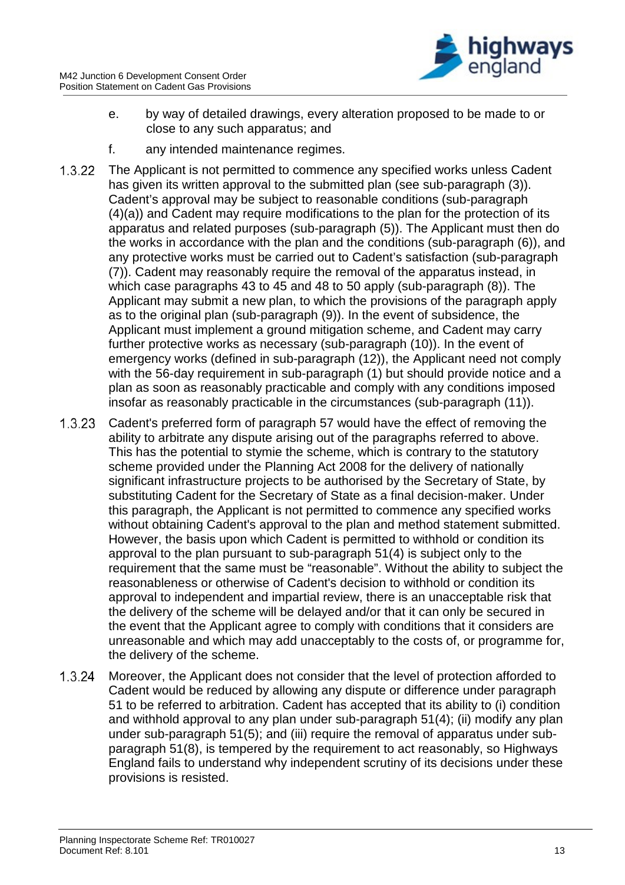e. by way of detailed drawings, every alteration proposed to be made to or close to any such apparatus; and

f. any intended maintenance regimes.

1.3.22 The Applicant is not permitted to commence any specified works unless Cadent has given its written approval to the submitted plan (see sub-paragraph (3)). Cadent's approval may be subject to reasonable conditions (sub-paragraph (4)(a)) and Cadent may require modifications to the plan for the protection of its apparatus and related purposes (sub-paragraph (5)). The Applicant must then do the works in accordance with the plan and the conditions (sub-paragraph (6)), and any protective works must be carried out to Cadent's satisfaction (sub-paragraph (7)). Cadent may reasonably require the removal of the apparatus instead, in which case paragraphs 43 to 45 and 48 to 50 apply (sub-paragraph (8)). The Applicant may submit a new plan, to which the provisions of the paragraph apply as to the original plan (sub-paragraph (9)). In the event of subsidence, the Applicant must implement a ground mitigation scheme, and Cadent may carry further protective works as necessary (sub-paragraph (10)). In the event of emergency works (defined in sub-paragraph (12)), the Applicant need not comply with the 56-day requirement in sub-paragraph (1) but should provide notice and a plan as soon as reasonably practicable and comply with any conditions imposed insofar as reasonably practicable in the circumstances (sub-paragraph (11)).

1.3.23 Cadent's preferred form of paragraph 57 would have the effect of removing the ability to arbitrate any dispute arising out of the paragraphs referred to above. This has the potential to stymie the scheme, which is contrary to the statutory scheme provided under the Planning Act 2008 for the delivery of nationally significant infrastructure projects to be authorised by the Secretary of State, by substituting Cadent for the Secretary of State as a final decision-maker. Under this paragraph, the Applicant is not permitted to commence any specified works without obtaining Cadent's approval to the plan and method statement submitted. However, the basis upon which Cadent is permitted to withhold or condition its approval to the plan pursuant to sub-paragraph 51(4) is subject only to the requirement that the same must be "reasonable". Without the ability to subject the reasonableness or otherwise of Cadent's decision to withhold or condition its approval to independent and impartial review, there is an unacceptable risk that the delivery of the scheme will be delayed and/or that it can only be secured in the event that the Applicant agree to comply with conditions that it considers are unreasonable and which may add unacceptably to the costs of, or programme for, the delivery of the scheme.

1.3.24 Moreover, the Applicant does not consider that the level of protection afforded to Cadent would be reduced by allowing any dispute or difference under paragraph 51 to be referred to arbitration. Cadent has accepted that its ability to (i) condition and withhold approval to any plan under sub-paragraph 51(4); (ii) modify any plan under sub-paragraph 51(5); and (iii) require the removal of apparatus under sub-paragraph 51(8), is tempered by the requirement to act reasonably, so Highways England fails to understand why independent scrutiny of its decisions under these provisions is resisted.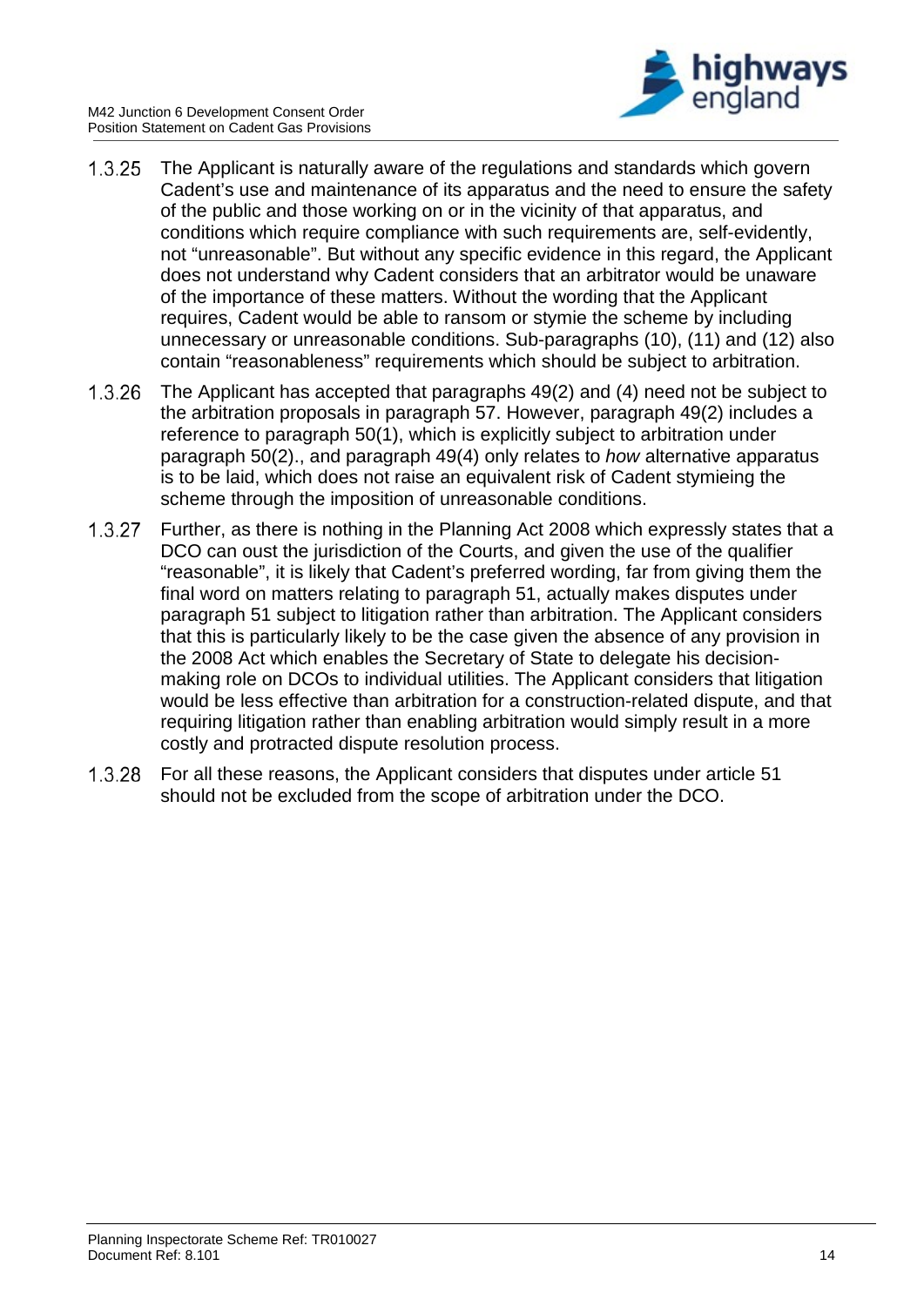1.3.25 The Applicant is naturally aware of the regulations and standards which govern Cadent's use and maintenance of its apparatus and the need to ensure the safety of the public and those working on or in the vicinity of that apparatus, and conditions which require compliance with such requirements are, self-evidently, not "unreasonable". But without any specific evidence in this regard, the Applicant does not understand why Cadent considers that an arbitrator would be unaware of the importance of these matters. Without the wording that the Applicant requires, Cadent would be able to ransom or stymie the scheme by including unnecessary or unreasonable conditions. Sub-paragraphs (10), (11) and (12) also contain "reasonableness" requirements which should be subject to arbitration.

1.3.26 The Applicant has accepted that paragraphs 49(2) and (4) need not be subject to the arbitration proposals in paragraph 57. However, paragraph 49(2) includes a reference to paragraph 50(1), which is explicitly subject to arbitration under paragraph 50(2)., and paragraph 49(4) only relates to *how* alternative apparatus is to be laid, which does not raise an equivalent risk of Cadent stymieing the scheme through the imposition of unreasonable conditions.

1.3.27 Further, as there is nothing in the Planning Act 2008 which expressly states that a DCO can oust the jurisdiction of the Courts, and given the use of the qualifier "reasonable", it is likely that Cadent's preferred wording, far from giving them the final word on matters relating to paragraph 51, actually makes disputes under paragraph 51 subject to litigation rather than arbitration. The Applicant considers that this is particularly likely to be the case given the absence of any provision in the 2008 Act which enables the Secretary of State to delegate his decision-making role on DCOs to individual utilities. The Applicant considers that litigation would be less effective than arbitration for a construction-related dispute, and that requiring litigation rather than enabling arbitration would simply result in a more costly and protracted dispute resolution process.

1.3.28 For all these reasons, the Applicant considers that disputes under article 51 should not be excluded from the scope of arbitration under the DCO.